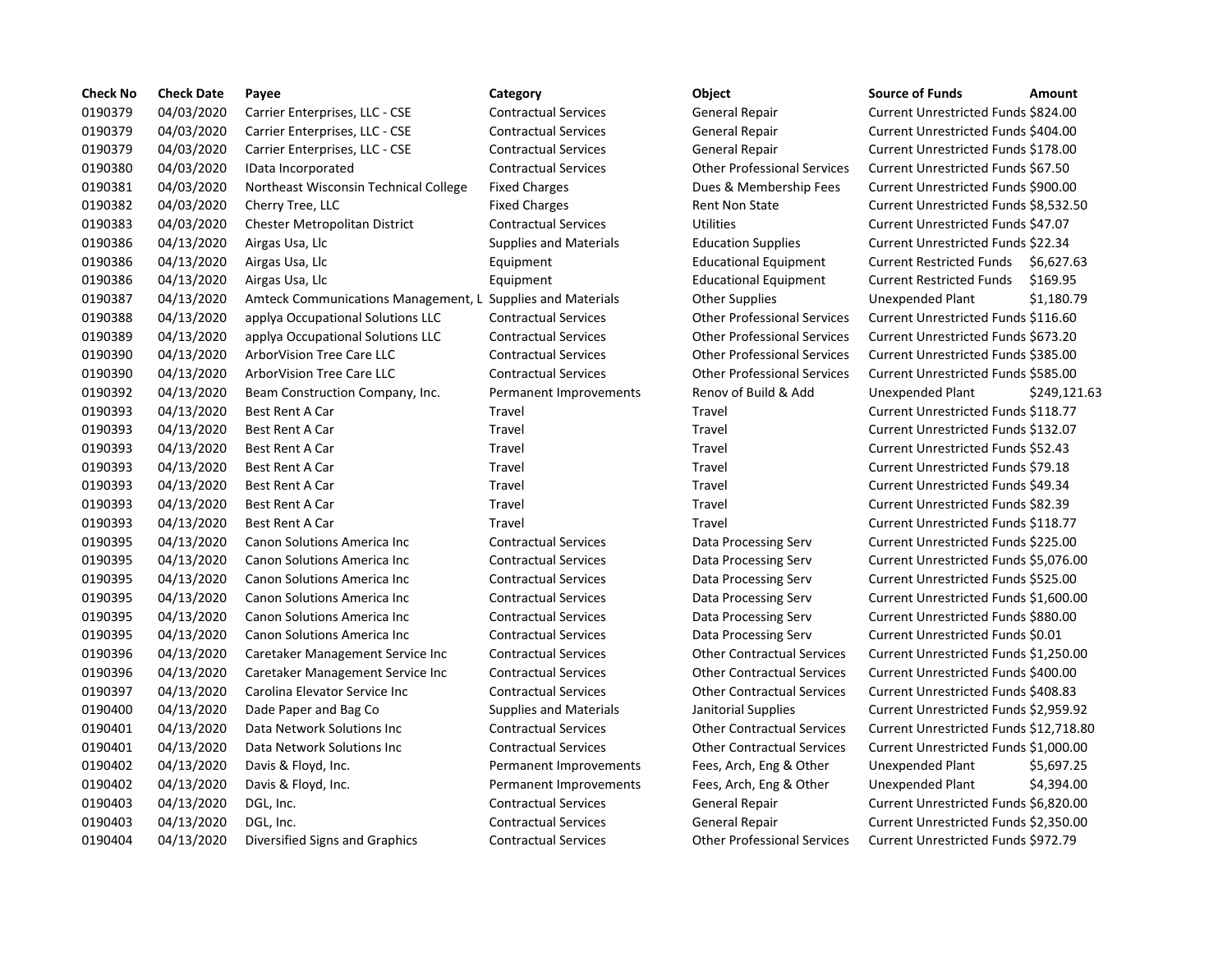| Check No | Check Date | Payee | Category | Object | Source of Funds | Amount |
|---|---|---|---|---|---|---|
| 0190379 | 04/03/2020 | Carrier Enterprises, LLC - CSE | Contractual Services | General Repair | Current Unrestricted Funds | $824.00 |
| 0190379 | 04/03/2020 | Carrier Enterprises, LLC - CSE | Contractual Services | General Repair | Current Unrestricted Funds | $404.00 |
| 0190379 | 04/03/2020 | Carrier Enterprises, LLC - CSE | Contractual Services | General Repair | Current Unrestricted Funds | $178.00 |
| 0190380 | 04/03/2020 | IData Incorporated | Contractual Services | Other Professional Services | Current Unrestricted Funds | $67.50 |
| 0190381 | 04/03/2020 | Northeast Wisconsin Technical College | Fixed Charges | Dues & Membership Fees | Current Unrestricted Funds | $900.00 |
| 0190382 | 04/03/2020 | Cherry Tree, LLC | Fixed Charges | Rent Non State | Current Unrestricted Funds | $8,532.50 |
| 0190383 | 04/03/2020 | Chester Metropolitan District | Contractual Services | Utilities | Current Unrestricted Funds | $47.07 |
| 0190386 | 04/13/2020 | Airgas Usa, Llc | Supplies and Materials | Education Supplies | Current Unrestricted Funds | $22.34 |
| 0190386 | 04/13/2020 | Airgas Usa, Llc | Equipment | Educational Equipment | Current Restricted Funds | $6,627.63 |
| 0190386 | 04/13/2020 | Airgas Usa, Llc | Equipment | Educational Equipment | Current Restricted Funds | $169.95 |
| 0190387 | 04/13/2020 | Amteck Communications Management, L | Supplies and Materials | Other Supplies | Unexpended Plant | $1,180.79 |
| 0190388 | 04/13/2020 | applya Occupational Solutions LLC | Contractual Services | Other Professional Services | Current Unrestricted Funds | $116.60 |
| 0190389 | 04/13/2020 | applya Occupational Solutions LLC | Contractual Services | Other Professional Services | Current Unrestricted Funds | $673.20 |
| 0190390 | 04/13/2020 | ArborVision Tree Care LLC | Contractual Services | Other Professional Services | Current Unrestricted Funds | $385.00 |
| 0190390 | 04/13/2020 | ArborVision Tree Care LLC | Contractual Services | Other Professional Services | Current Unrestricted Funds | $585.00 |
| 0190392 | 04/13/2020 | Beam Construction Company, Inc. | Permanent Improvements | Renov of Build & Add | Unexpended Plant | $249,121.63 |
| 0190393 | 04/13/2020 | Best Rent A Car | Travel | Travel | Current Unrestricted Funds | $118.77 |
| 0190393 | 04/13/2020 | Best Rent A Car | Travel | Travel | Current Unrestricted Funds | $132.07 |
| 0190393 | 04/13/2020 | Best Rent A Car | Travel | Travel | Current Unrestricted Funds | $52.43 |
| 0190393 | 04/13/2020 | Best Rent A Car | Travel | Travel | Current Unrestricted Funds | $79.18 |
| 0190393 | 04/13/2020 | Best Rent A Car | Travel | Travel | Current Unrestricted Funds | $49.34 |
| 0190393 | 04/13/2020 | Best Rent A Car | Travel | Travel | Current Unrestricted Funds | $82.39 |
| 0190393 | 04/13/2020 | Best Rent A Car | Travel | Travel | Current Unrestricted Funds | $118.77 |
| 0190395 | 04/13/2020 | Canon Solutions America Inc | Contractual Services | Data Processing Serv | Current Unrestricted Funds | $225.00 |
| 0190395 | 04/13/2020 | Canon Solutions America Inc | Contractual Services | Data Processing Serv | Current Unrestricted Funds | $5,076.00 |
| 0190395 | 04/13/2020 | Canon Solutions America Inc | Contractual Services | Data Processing Serv | Current Unrestricted Funds | $525.00 |
| 0190395 | 04/13/2020 | Canon Solutions America Inc | Contractual Services | Data Processing Serv | Current Unrestricted Funds | $1,600.00 |
| 0190395 | 04/13/2020 | Canon Solutions America Inc | Contractual Services | Data Processing Serv | Current Unrestricted Funds | $880.00 |
| 0190395 | 04/13/2020 | Canon Solutions America Inc | Contractual Services | Data Processing Serv | Current Unrestricted Funds | $0.01 |
| 0190396 | 04/13/2020 | Caretaker Management Service Inc | Contractual Services | Other Contractual Services | Current Unrestricted Funds | $1,250.00 |
| 0190396 | 04/13/2020 | Caretaker Management Service Inc | Contractual Services | Other Contractual Services | Current Unrestricted Funds | $400.00 |
| 0190397 | 04/13/2020 | Carolina Elevator Service Inc | Contractual Services | Other Contractual Services | Current Unrestricted Funds | $408.83 |
| 0190400 | 04/13/2020 | Dade Paper and Bag Co | Supplies and Materials | Janitorial Supplies | Current Unrestricted Funds | $2,959.92 |
| 0190401 | 04/13/2020 | Data Network Solutions Inc | Contractual Services | Other Contractual Services | Current Unrestricted Funds | $12,718.80 |
| 0190401 | 04/13/2020 | Data Network Solutions Inc | Contractual Services | Other Contractual Services | Current Unrestricted Funds | $1,000.00 |
| 0190402 | 04/13/2020 | Davis & Floyd, Inc. | Permanent Improvements | Fees, Arch, Eng & Other | Unexpended Plant | $5,697.25 |
| 0190402 | 04/13/2020 | Davis & Floyd, Inc. | Permanent Improvements | Fees, Arch, Eng & Other | Unexpended Plant | $4,394.00 |
| 0190403 | 04/13/2020 | DGL, Inc. | Contractual Services | General Repair | Current Unrestricted Funds | $6,820.00 |
| 0190403 | 04/13/2020 | DGL, Inc. | Contractual Services | General Repair | Current Unrestricted Funds | $2,350.00 |
| 0190404 | 04/13/2020 | Diversified Signs and Graphics | Contractual Services | Other Professional Services | Current Unrestricted Funds | $972.79 |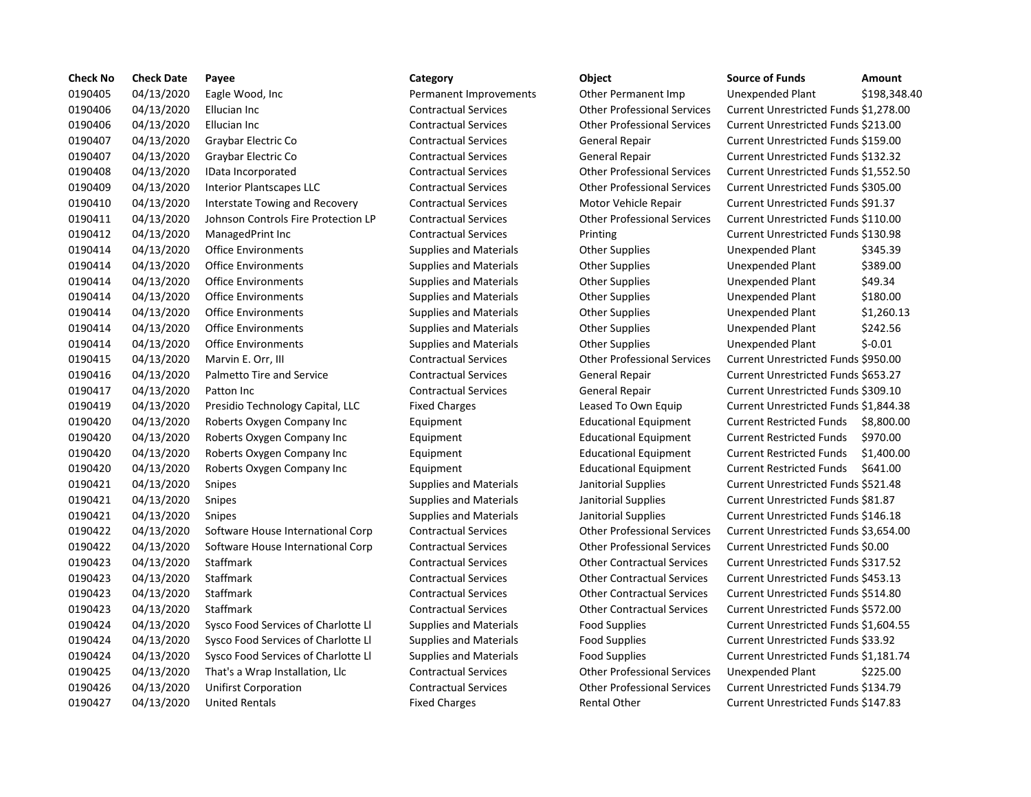| Check No | Check Date | Payee | Category | Object | Source of Funds | Amount |
| --- | --- | --- | --- | --- | --- | --- |
| 0190405 | 04/13/2020 | Eagle Wood, Inc | Permanent Improvements | Other Permanent Imp | Unexpended Plant | $198,348.40 |
| 0190406 | 04/13/2020 | Ellucian Inc | Contractual Services | Other Professional Services | Current Unrestricted Funds | $1,278.00 |
| 0190406 | 04/13/2020 | Ellucian Inc | Contractual Services | Other Professional Services | Current Unrestricted Funds | $213.00 |
| 0190407 | 04/13/2020 | Graybar Electric Co | Contractual Services | General Repair | Current Unrestricted Funds | $159.00 |
| 0190407 | 04/13/2020 | Graybar Electric Co | Contractual Services | General Repair | Current Unrestricted Funds | $132.32 |
| 0190408 | 04/13/2020 | IData Incorporated | Contractual Services | Other Professional Services | Current Unrestricted Funds | $1,552.50 |
| 0190409 | 04/13/2020 | Interior Plantscapes LLC | Contractual Services | Other Professional Services | Current Unrestricted Funds | $305.00 |
| 0190410 | 04/13/2020 | Interstate Towing and Recovery | Contractual Services | Motor Vehicle Repair | Current Unrestricted Funds | $91.37 |
| 0190411 | 04/13/2020 | Johnson Controls Fire Protection LP | Contractual Services | Other Professional Services | Current Unrestricted Funds | $110.00 |
| 0190412 | 04/13/2020 | ManagedPrint Inc | Contractual Services | Printing | Current Unrestricted Funds | $130.98 |
| 0190414 | 04/13/2020 | Office Environments | Supplies and Materials | Other Supplies | Unexpended Plant | $345.39 |
| 0190414 | 04/13/2020 | Office Environments | Supplies and Materials | Other Supplies | Unexpended Plant | $389.00 |
| 0190414 | 04/13/2020 | Office Environments | Supplies and Materials | Other Supplies | Unexpended Plant | $49.34 |
| 0190414 | 04/13/2020 | Office Environments | Supplies and Materials | Other Supplies | Unexpended Plant | $180.00 |
| 0190414 | 04/13/2020 | Office Environments | Supplies and Materials | Other Supplies | Unexpended Plant | $1,260.13 |
| 0190414 | 04/13/2020 | Office Environments | Supplies and Materials | Other Supplies | Unexpended Plant | $242.56 |
| 0190414 | 04/13/2020 | Office Environments | Supplies and Materials | Other Supplies | Unexpended Plant | $-0.01 |
| 0190415 | 04/13/2020 | Marvin E. Orr, III | Contractual Services | Other Professional Services | Current Unrestricted Funds | $950.00 |
| 0190416 | 04/13/2020 | Palmetto Tire and Service | Contractual Services | General Repair | Current Unrestricted Funds | $653.27 |
| 0190417 | 04/13/2020 | Patton Inc | Contractual Services | General Repair | Current Unrestricted Funds | $309.10 |
| 0190419 | 04/13/2020 | Presidio Technology Capital, LLC | Fixed Charges | Leased To Own Equip | Current Unrestricted Funds | $1,844.38 |
| 0190420 | 04/13/2020 | Roberts Oxygen Company Inc | Equipment | Educational Equipment | Current Restricted Funds | $8,800.00 |
| 0190420 | 04/13/2020 | Roberts Oxygen Company Inc | Equipment | Educational Equipment | Current Restricted Funds | $970.00 |
| 0190420 | 04/13/2020 | Roberts Oxygen Company Inc | Equipment | Educational Equipment | Current Restricted Funds | $1,400.00 |
| 0190420 | 04/13/2020 | Roberts Oxygen Company Inc | Equipment | Educational Equipment | Current Restricted Funds | $641.00 |
| 0190421 | 04/13/2020 | Snipes | Supplies and Materials | Janitorial Supplies | Current Unrestricted Funds | $521.48 |
| 0190421 | 04/13/2020 | Snipes | Supplies and Materials | Janitorial Supplies | Current Unrestricted Funds | $81.87 |
| 0190421 | 04/13/2020 | Snipes | Supplies and Materials | Janitorial Supplies | Current Unrestricted Funds | $146.18 |
| 0190422 | 04/13/2020 | Software House International Corp | Contractual Services | Other Professional Services | Current Unrestricted Funds | $3,654.00 |
| 0190422 | 04/13/2020 | Software House International Corp | Contractual Services | Other Professional Services | Current Unrestricted Funds | $0.00 |
| 0190423 | 04/13/2020 | Staffmark | Contractual Services | Other Contractual Services | Current Unrestricted Funds | $317.52 |
| 0190423 | 04/13/2020 | Staffmark | Contractual Services | Other Contractual Services | Current Unrestricted Funds | $453.13 |
| 0190423 | 04/13/2020 | Staffmark | Contractual Services | Other Contractual Services | Current Unrestricted Funds | $514.80 |
| 0190423 | 04/13/2020 | Staffmark | Contractual Services | Other Contractual Services | Current Unrestricted Funds | $572.00 |
| 0190424 | 04/13/2020 | Sysco Food Services of Charlotte Ll | Supplies and Materials | Food Supplies | Current Unrestricted Funds | $1,604.55 |
| 0190424 | 04/13/2020 | Sysco Food Services of Charlotte Ll | Supplies and Materials | Food Supplies | Current Unrestricted Funds | $33.92 |
| 0190424 | 04/13/2020 | Sysco Food Services of Charlotte Ll | Supplies and Materials | Food Supplies | Current Unrestricted Funds | $1,181.74 |
| 0190425 | 04/13/2020 | That's a Wrap Installation, Llc | Contractual Services | Other Professional Services | Unexpended Plant | $225.00 |
| 0190426 | 04/13/2020 | Unifirst Corporation | Contractual Services | Other Professional Services | Current Unrestricted Funds | $134.79 |
| 0190427 | 04/13/2020 | United Rentals | Fixed Charges | Rental Other | Current Unrestricted Funds | $147.83 |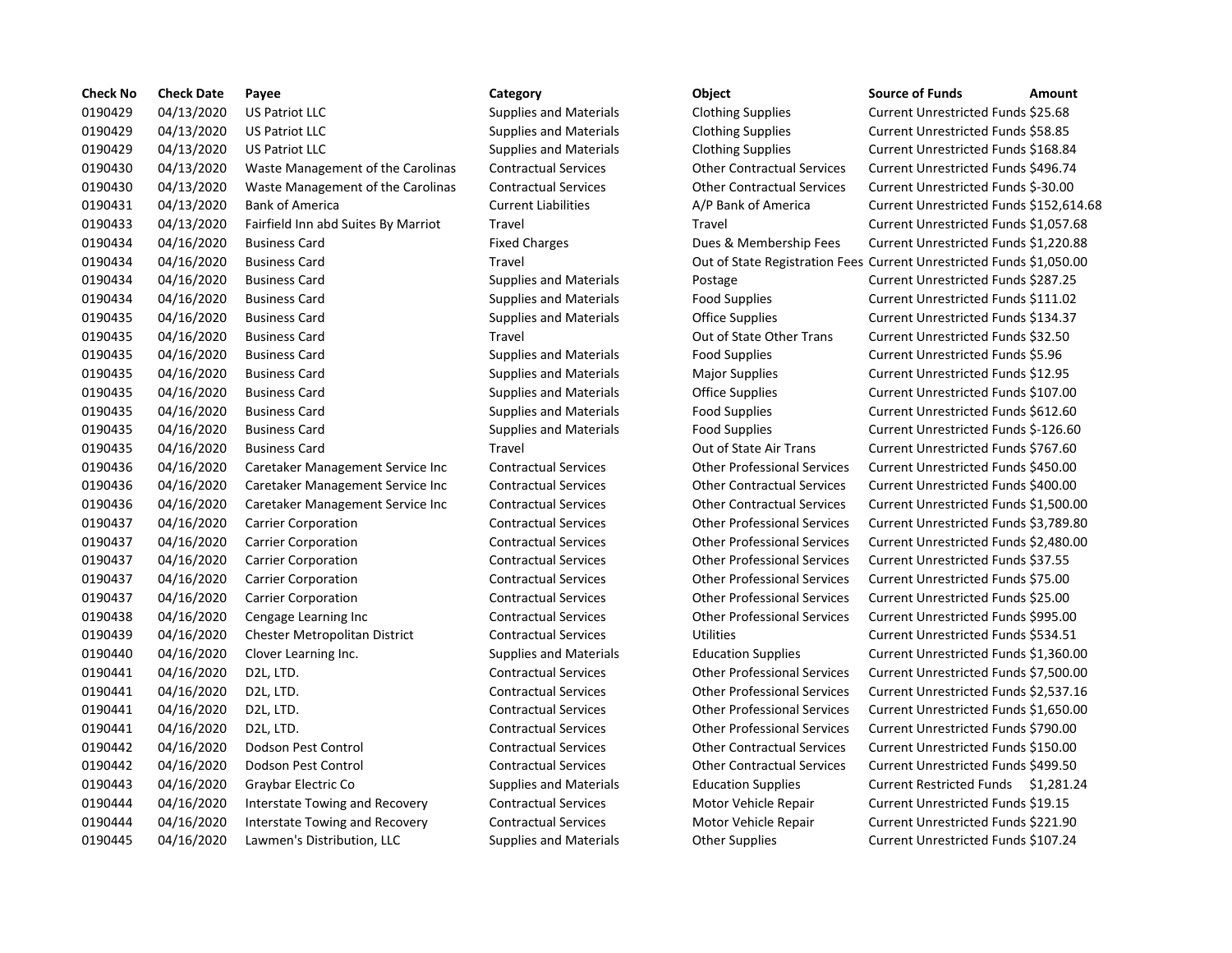| Check No | Check Date | Payee | Category | Object | Source of Funds | Amount |
| --- | --- | --- | --- | --- | --- | --- |
| 0190429 | 04/13/2020 | US Patriot LLC | Supplies and Materials | Clothing Supplies | Current Unrestricted Funds | $25.68 |
| 0190429 | 04/13/2020 | US Patriot LLC | Supplies and Materials | Clothing Supplies | Current Unrestricted Funds | $58.85 |
| 0190429 | 04/13/2020 | US Patriot LLC | Supplies and Materials | Clothing Supplies | Current Unrestricted Funds | $168.84 |
| 0190430 | 04/13/2020 | Waste Management of the Carolinas | Contractual Services | Other Contractual Services | Current Unrestricted Funds | $496.74 |
| 0190430 | 04/13/2020 | Waste Management of the Carolinas | Contractual Services | Other Contractual Services | Current Unrestricted Funds | $-30.00 |
| 0190431 | 04/13/2020 | Bank of America | Current Liabilities | A/P Bank of America | Current Unrestricted Funds | $152,614.68 |
| 0190433 | 04/13/2020 | Fairfield Inn abd Suites By Marriot | Travel | Travel | Current Unrestricted Funds | $1,057.68 |
| 0190434 | 04/16/2020 | Business Card | Fixed Charges | Dues & Membership Fees | Current Unrestricted Funds | $1,220.88 |
| 0190434 | 04/16/2020 | Business Card | Travel | Out of State Registration Fees | Current Unrestricted Funds | $1,050.00 |
| 0190434 | 04/16/2020 | Business Card | Supplies and Materials | Postage | Current Unrestricted Funds | $287.25 |
| 0190434 | 04/16/2020 | Business Card | Supplies and Materials | Food Supplies | Current Unrestricted Funds | $111.02 |
| 0190435 | 04/16/2020 | Business Card | Supplies and Materials | Office Supplies | Current Unrestricted Funds | $134.37 |
| 0190435 | 04/16/2020 | Business Card | Travel | Out of State Other Trans | Current Unrestricted Funds | $32.50 |
| 0190435 | 04/16/2020 | Business Card | Supplies and Materials | Food Supplies | Current Unrestricted Funds | $5.96 |
| 0190435 | 04/16/2020 | Business Card | Supplies and Materials | Major Supplies | Current Unrestricted Funds | $12.95 |
| 0190435 | 04/16/2020 | Business Card | Supplies and Materials | Office Supplies | Current Unrestricted Funds | $107.00 |
| 0190435 | 04/16/2020 | Business Card | Supplies and Materials | Food Supplies | Current Unrestricted Funds | $612.60 |
| 0190435 | 04/16/2020 | Business Card | Supplies and Materials | Food Supplies | Current Unrestricted Funds | $-126.60 |
| 0190435 | 04/16/2020 | Business Card | Travel | Out of State Air Trans | Current Unrestricted Funds | $767.60 |
| 0190436 | 04/16/2020 | Caretaker Management Service Inc | Contractual Services | Other Contractual Services | Current Unrestricted Funds | $450.00 |
| 0190436 | 04/16/2020 | Caretaker Management Service Inc | Contractual Services | Other Contractual Services | Current Unrestricted Funds | $400.00 |
| 0190436 | 04/16/2020 | Caretaker Management Service Inc | Contractual Services | Other Contractual Services | Current Unrestricted Funds | $1,500.00 |
| 0190437 | 04/16/2020 | Carrier Corporation | Contractual Services | Other Professional Services | Current Unrestricted Funds | $3,789.80 |
| 0190437 | 04/16/2020 | Carrier Corporation | Contractual Services | Other Professional Services | Current Unrestricted Funds | $2,480.00 |
| 0190437 | 04/16/2020 | Carrier Corporation | Contractual Services | Other Professional Services | Current Unrestricted Funds | $37.55 |
| 0190437 | 04/16/2020 | Carrier Corporation | Contractual Services | Other Professional Services | Current Unrestricted Funds | $75.00 |
| 0190437 | 04/16/2020 | Carrier Corporation | Contractual Services | Other Professional Services | Current Unrestricted Funds | $25.00 |
| 0190438 | 04/16/2020 | Cengage Learning Inc | Contractual Services | Other Professional Services | Current Unrestricted Funds | $995.00 |
| 0190439 | 04/16/2020 | Chester Metropolitan District | Contractual Services | Utilities | Current Unrestricted Funds | $534.51 |
| 0190440 | 04/16/2020 | Clover Learning Inc. | Supplies and Materials | Education Supplies | Current Unrestricted Funds | $1,360.00 |
| 0190441 | 04/16/2020 | D2L, LTD. | Contractual Services | Other Professional Services | Current Unrestricted Funds | $7,500.00 |
| 0190441 | 04/16/2020 | D2L, LTD. | Contractual Services | Other Professional Services | Current Unrestricted Funds | $2,537.16 |
| 0190441 | 04/16/2020 | D2L, LTD. | Contractual Services | Other Professional Services | Current Unrestricted Funds | $1,650.00 |
| 0190441 | 04/16/2020 | D2L, LTD. | Contractual Services | Other Professional Services | Current Unrestricted Funds | $790.00 |
| 0190442 | 04/16/2020 | Dodson Pest Control | Contractual Services | Other Contractual Services | Current Unrestricted Funds | $150.00 |
| 0190442 | 04/16/2020 | Dodson Pest Control | Contractual Services | Other Contractual Services | Current Unrestricted Funds | $499.50 |
| 0190443 | 04/16/2020 | Graybar Electric Co | Supplies and Materials | Education Supplies | Current Restricted Funds | $1,281.24 |
| 0190444 | 04/16/2020 | Interstate Towing and Recovery | Contractual Services | Motor Vehicle Repair | Current Unrestricted Funds | $19.15 |
| 0190444 | 04/16/2020 | Interstate Towing and Recovery | Contractual Services | Motor Vehicle Repair | Current Unrestricted Funds | $221.90 |
| 0190445 | 04/16/2020 | Lawmen's Distribution, LLC | Supplies and Materials | Other Supplies | Current Unrestricted Funds | $107.24 |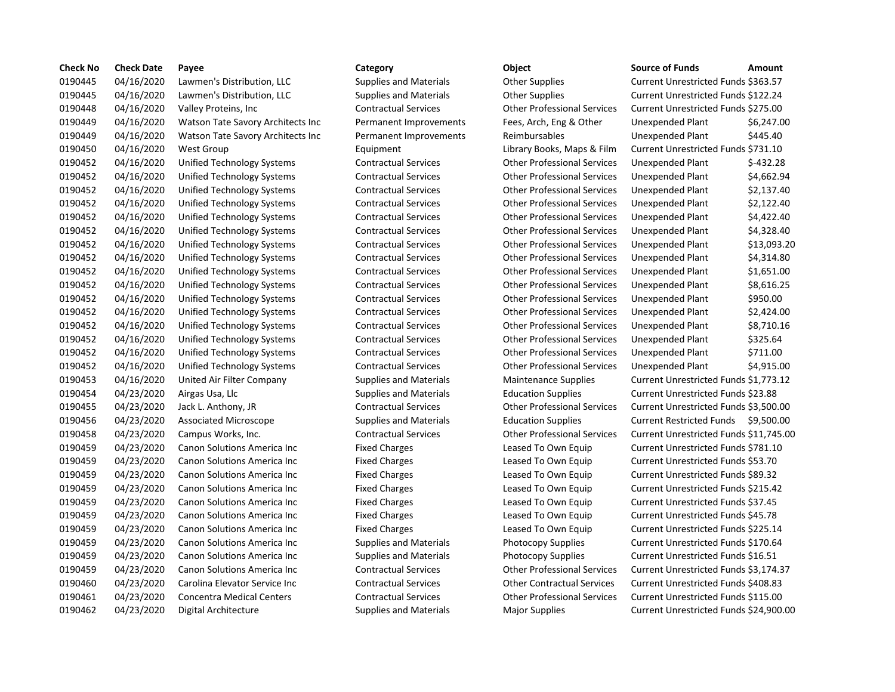| Check No | Check Date | Payee | Category | Object | Source of Funds | Amount |
|---|---|---|---|---|---|---|
| 0190445 | 04/16/2020 | Lawmen's Distribution, LLC | Supplies and Materials | Other Supplies | Current Unrestricted Funds | $363.57 |
| 0190445 | 04/16/2020 | Lawmen's Distribution, LLC | Supplies and Materials | Other Supplies | Current Unrestricted Funds | $122.24 |
| 0190448 | 04/16/2020 | Valley Proteins, Inc | Contractual Services | Other Professional Services | Current Unrestricted Funds | $275.00 |
| 0190449 | 04/16/2020 | Watson Tate Savory Architects Inc | Permanent Improvements | Fees, Arch, Eng & Other | Unexpended Plant | $6,247.00 |
| 0190449 | 04/16/2020 | Watson Tate Savory Architects Inc | Permanent Improvements | Reimbursables | Unexpended Plant | $445.40 |
| 0190450 | 04/16/2020 | West Group | Equipment | Library Books, Maps & Film | Current Unrestricted Funds | $731.10 |
| 0190452 | 04/16/2020 | Unified Technology Systems | Contractual Services | Other Professional Services | Unexpended Plant | $-432.28 |
| 0190452 | 04/16/2020 | Unified Technology Systems | Contractual Services | Other Professional Services | Unexpended Plant | $4,662.94 |
| 0190452 | 04/16/2020 | Unified Technology Systems | Contractual Services | Other Professional Services | Unexpended Plant | $2,137.40 |
| 0190452 | 04/16/2020 | Unified Technology Systems | Contractual Services | Other Professional Services | Unexpended Plant | $2,122.40 |
| 0190452 | 04/16/2020 | Unified Technology Systems | Contractual Services | Other Professional Services | Unexpended Plant | $4,422.40 |
| 0190452 | 04/16/2020 | Unified Technology Systems | Contractual Services | Other Professional Services | Unexpended Plant | $4,328.40 |
| 0190452 | 04/16/2020 | Unified Technology Systems | Contractual Services | Other Professional Services | Unexpended Plant | $13,093.20 |
| 0190452 | 04/16/2020 | Unified Technology Systems | Contractual Services | Other Professional Services | Unexpended Plant | $4,314.80 |
| 0190452 | 04/16/2020 | Unified Technology Systems | Contractual Services | Other Professional Services | Unexpended Plant | $1,651.00 |
| 0190452 | 04/16/2020 | Unified Technology Systems | Contractual Services | Other Professional Services | Unexpended Plant | $8,616.25 |
| 0190452 | 04/16/2020 | Unified Technology Systems | Contractual Services | Other Professional Services | Unexpended Plant | $950.00 |
| 0190452 | 04/16/2020 | Unified Technology Systems | Contractual Services | Other Professional Services | Unexpended Plant | $2,424.00 |
| 0190452 | 04/16/2020 | Unified Technology Systems | Contractual Services | Other Professional Services | Unexpended Plant | $8,710.16 |
| 0190452 | 04/16/2020 | Unified Technology Systems | Contractual Services | Other Professional Services | Unexpended Plant | $325.64 |
| 0190452 | 04/16/2020 | Unified Technology Systems | Contractual Services | Other Professional Services | Unexpended Plant | $711.00 |
| 0190452 | 04/16/2020 | Unified Technology Systems | Contractual Services | Other Professional Services | Unexpended Plant | $4,915.00 |
| 0190453 | 04/16/2020 | United Air Filter Company | Supplies and Materials | Maintenance Supplies | Current Unrestricted Funds | $1,773.12 |
| 0190454 | 04/23/2020 | Airgas Usa, Llc | Supplies and Materials | Education Supplies | Current Unrestricted Funds | $23.88 |
| 0190455 | 04/23/2020 | Jack L. Anthony, JR | Contractual Services | Other Professional Services | Current Unrestricted Funds | $3,500.00 |
| 0190456 | 04/23/2020 | Associated Microscope | Supplies and Materials | Education Supplies | Current Restricted Funds | $9,500.00 |
| 0190458 | 04/23/2020 | Campus Works, Inc. | Contractual Services | Other Professional Services | Current Unrestricted Funds | $11,745.00 |
| 0190459 | 04/23/2020 | Canon Solutions America Inc | Fixed Charges | Leased To Own Equip | Current Unrestricted Funds | $781.10 |
| 0190459 | 04/23/2020 | Canon Solutions America Inc | Fixed Charges | Leased To Own Equip | Current Unrestricted Funds | $53.70 |
| 0190459 | 04/23/2020 | Canon Solutions America Inc | Fixed Charges | Leased To Own Equip | Current Unrestricted Funds | $89.32 |
| 0190459 | 04/23/2020 | Canon Solutions America Inc | Fixed Charges | Leased To Own Equip | Current Unrestricted Funds | $215.42 |
| 0190459 | 04/23/2020 | Canon Solutions America Inc | Fixed Charges | Leased To Own Equip | Current Unrestricted Funds | $37.45 |
| 0190459 | 04/23/2020 | Canon Solutions America Inc | Fixed Charges | Leased To Own Equip | Current Unrestricted Funds | $45.78 |
| 0190459 | 04/23/2020 | Canon Solutions America Inc | Fixed Charges | Leased To Own Equip | Current Unrestricted Funds | $225.14 |
| 0190459 | 04/23/2020 | Canon Solutions America Inc | Supplies and Materials | Photocopy Supplies | Current Unrestricted Funds | $170.64 |
| 0190459 | 04/23/2020 | Canon Solutions America Inc | Supplies and Materials | Photocopy Supplies | Current Unrestricted Funds | $16.51 |
| 0190459 | 04/23/2020 | Canon Solutions America Inc | Contractual Services | Other Professional Services | Current Unrestricted Funds | $3,174.37 |
| 0190460 | 04/23/2020 | Carolina Elevator Service Inc | Contractual Services | Other Contractual Services | Current Unrestricted Funds | $408.83 |
| 0190461 | 04/23/2020 | Concentra Medical Centers | Contractual Services | Other Professional Services | Current Unrestricted Funds | $115.00 |
| 0190462 | 04/23/2020 | Digital Architecture | Supplies and Materials | Major Supplies | Current Unrestricted Funds | $24,900.00 |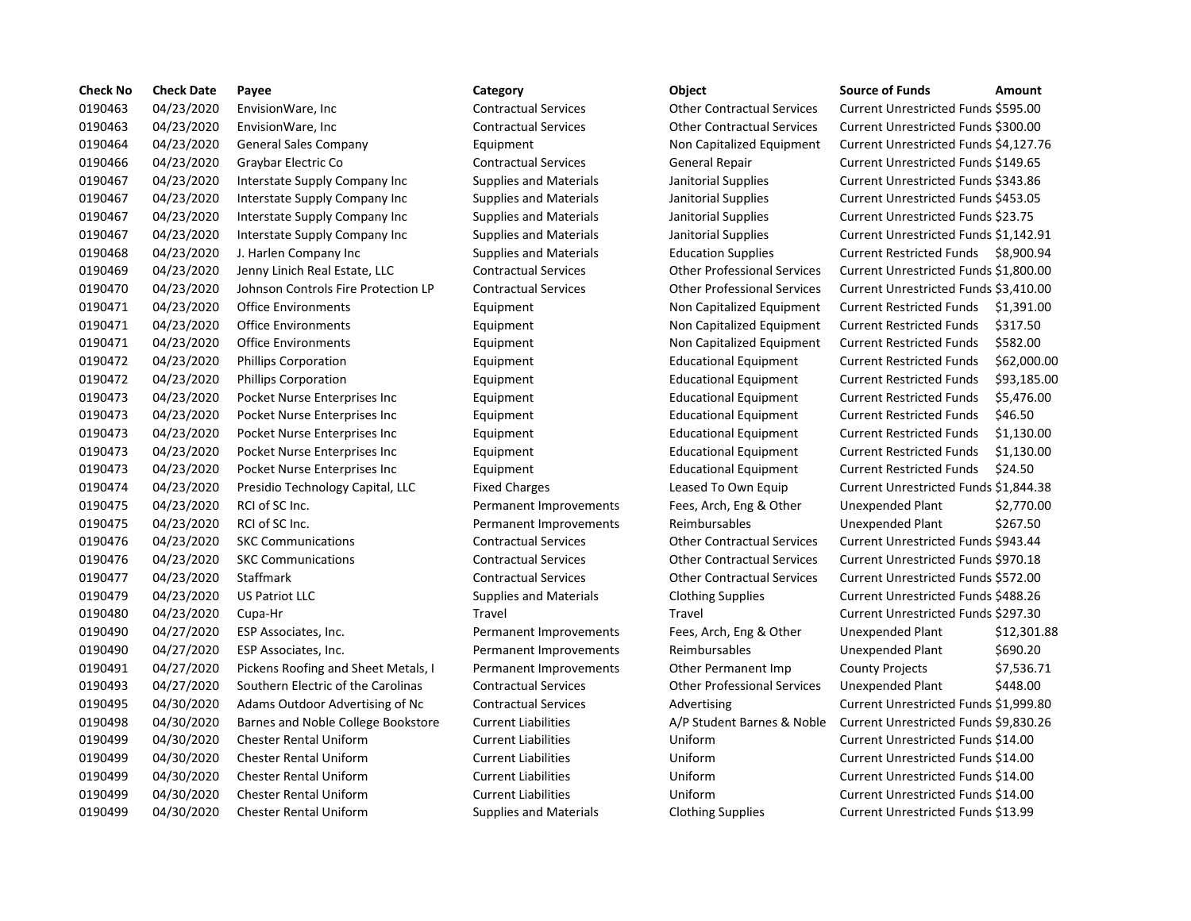| Check No | Check Date | Payee | Category | Object | Source of Funds | Amount |
|---|---|---|---|---|---|---|
| 0190463 | 04/23/2020 | EnvisionWare, Inc | Contractual Services | Other Contractual Services | Current Unrestricted Funds | $595.00 |
| 0190463 | 04/23/2020 | EnvisionWare, Inc | Contractual Services | Other Contractual Services | Current Unrestricted Funds | $300.00 |
| 0190464 | 04/23/2020 | General Sales Company | Equipment | Non Capitalized Equipment | Current Unrestricted Funds | $4,127.76 |
| 0190466 | 04/23/2020 | Graybar Electric Co | Contractual Services | General Repair | Current Unrestricted Funds | $149.65 |
| 0190467 | 04/23/2020 | Interstate Supply Company Inc | Supplies and Materials | Janitorial Supplies | Current Unrestricted Funds | $343.86 |
| 0190467 | 04/23/2020 | Interstate Supply Company Inc | Supplies and Materials | Janitorial Supplies | Current Unrestricted Funds | $453.05 |
| 0190467 | 04/23/2020 | Interstate Supply Company Inc | Supplies and Materials | Janitorial Supplies | Current Unrestricted Funds | $23.75 |
| 0190467 | 04/23/2020 | Interstate Supply Company Inc | Supplies and Materials | Janitorial Supplies | Current Unrestricted Funds | $1,142.91 |
| 0190468 | 04/23/2020 | J. Harlen Company Inc | Supplies and Materials | Education Supplies | Current Restricted Funds | $8,900.94 |
| 0190469 | 04/23/2020 | Jenny Linich Real Estate, LLC | Contractual Services | Other Professional Services | Current Unrestricted Funds | $1,800.00 |
| 0190470 | 04/23/2020 | Johnson Controls Fire Protection LP | Contractual Services | Other Professional Services | Current Unrestricted Funds | $3,410.00 |
| 0190471 | 04/23/2020 | Office Environments | Equipment | Non Capitalized Equipment | Current Restricted Funds | $1,391.00 |
| 0190471 | 04/23/2020 | Office Environments | Equipment | Non Capitalized Equipment | Current Restricted Funds | $317.50 |
| 0190471 | 04/23/2020 | Office Environments | Equipment | Non Capitalized Equipment | Current Restricted Funds | $582.00 |
| 0190472 | 04/23/2020 | Phillips Corporation | Equipment | Educational Equipment | Current Restricted Funds | $62,000.00 |
| 0190472 | 04/23/2020 | Phillips Corporation | Equipment | Educational Equipment | Current Restricted Funds | $93,185.00 |
| 0190473 | 04/23/2020 | Pocket Nurse Enterprises Inc | Equipment | Educational Equipment | Current Restricted Funds | $5,476.00 |
| 0190473 | 04/23/2020 | Pocket Nurse Enterprises Inc | Equipment | Educational Equipment | Current Restricted Funds | $46.50 |
| 0190473 | 04/23/2020 | Pocket Nurse Enterprises Inc | Equipment | Educational Equipment | Current Restricted Funds | $1,130.00 |
| 0190473 | 04/23/2020 | Pocket Nurse Enterprises Inc | Equipment | Educational Equipment | Current Restricted Funds | $1,130.00 |
| 0190473 | 04/23/2020 | Pocket Nurse Enterprises Inc | Equipment | Educational Equipment | Current Restricted Funds | $24.50 |
| 0190474 | 04/23/2020 | Presidio Technology Capital, LLC | Fixed Charges | Leased To Own Equip | Current Unrestricted Funds | $1,844.38 |
| 0190475 | 04/23/2020 | RCI of SC Inc. | Permanent Improvements | Fees, Arch, Eng & Other | Unexpended Plant | $2,770.00 |
| 0190475 | 04/23/2020 | RCI of SC Inc. | Permanent Improvements | Reimbursables | Unexpended Plant | $267.50 |
| 0190476 | 04/23/2020 | SKC Communications | Contractual Services | Other Contractual Services | Current Unrestricted Funds | $943.44 |
| 0190476 | 04/23/2020 | SKC Communications | Contractual Services | Other Contractual Services | Current Unrestricted Funds | $970.18 |
| 0190477 | 04/23/2020 | Staffmark | Contractual Services | Other Contractual Services | Current Unrestricted Funds | $572.00 |
| 0190479 | 04/23/2020 | US Patriot LLC | Supplies and Materials | Clothing Supplies | Current Unrestricted Funds | $488.26 |
| 0190480 | 04/23/2020 | Cupa-Hr | Travel | Travel | Current Unrestricted Funds | $297.30 |
| 0190490 | 04/27/2020 | ESP Associates, Inc. | Permanent Improvements | Fees, Arch, Eng & Other | Unexpended Plant | $12,301.88 |
| 0190490 | 04/27/2020 | ESP Associates, Inc. | Permanent Improvements | Reimbursables | Unexpended Plant | $690.20 |
| 0190491 | 04/27/2020 | Pickens Roofing and Sheet Metals, I | Permanent Improvements | Other Permanent Imp | County Projects | $7,536.71 |
| 0190493 | 04/27/2020 | Southern Electric of the Carolinas | Contractual Services | Other Professional Services | Unexpended Plant | $448.00 |
| 0190495 | 04/30/2020 | Adams Outdoor Advertising of Nc | Contractual Services | Advertising | Current Unrestricted Funds | $1,999.80 |
| 0190498 | 04/30/2020 | Barnes and Noble College Bookstore | Current Liabilities | A/P Student Barnes & Noble | Current Unrestricted Funds | $9,830.26 |
| 0190499 | 04/30/2020 | Chester Rental Uniform | Current Liabilities | Uniform | Current Unrestricted Funds | $14.00 |
| 0190499 | 04/30/2020 | Chester Rental Uniform | Current Liabilities | Uniform | Current Unrestricted Funds | $14.00 |
| 0190499 | 04/30/2020 | Chester Rental Uniform | Current Liabilities | Uniform | Current Unrestricted Funds | $14.00 |
| 0190499 | 04/30/2020 | Chester Rental Uniform | Current Liabilities | Uniform | Current Unrestricted Funds | $14.00 |
| 0190499 | 04/30/2020 | Chester Rental Uniform | Supplies and Materials | Clothing Supplies | Current Unrestricted Funds | $13.99 |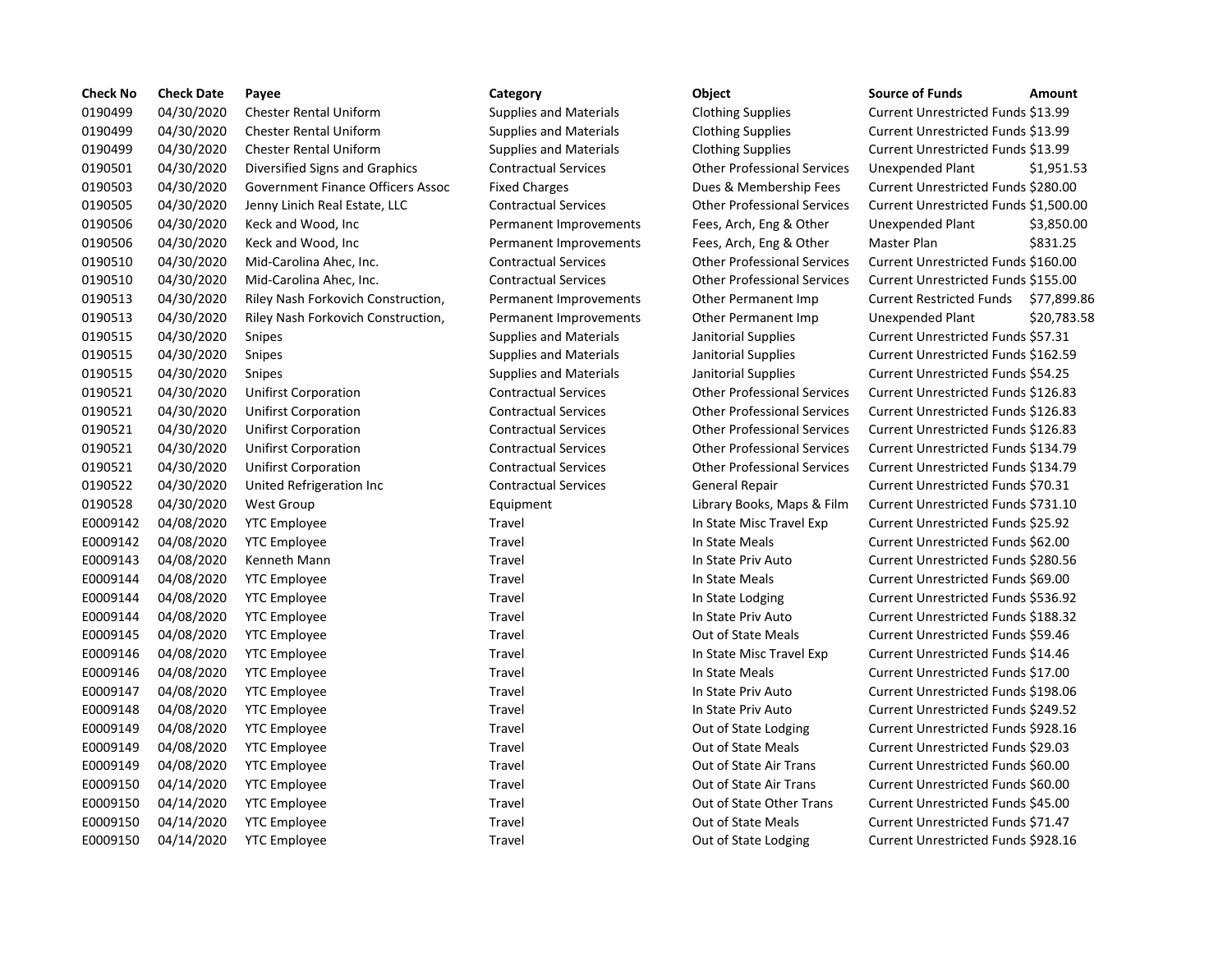| Check No | Check Date | Payee | Category | Object | Source of Funds | Amount |
| --- | --- | --- | --- | --- | --- | --- |
| 0190499 | 04/30/2020 | Chester Rental Uniform | Supplies and Materials | Clothing Supplies | Current Unrestricted Funds | $13.99 |
| 0190499 | 04/30/2020 | Chester Rental Uniform | Supplies and Materials | Clothing Supplies | Current Unrestricted Funds | $13.99 |
| 0190499 | 04/30/2020 | Chester Rental Uniform | Supplies and Materials | Clothing Supplies | Current Unrestricted Funds | $13.99 |
| 0190501 | 04/30/2020 | Diversified Signs and Graphics | Contractual Services | Other Professional Services | Unexpended Plant | $1,951.53 |
| 0190503 | 04/30/2020 | Government Finance Officers Assoc | Fixed Charges | Dues & Membership Fees | Current Unrestricted Funds | $280.00 |
| 0190505 | 04/30/2020 | Jenny Linich Real Estate, LLC | Contractual Services | Other Professional Services | Current Unrestricted Funds | $1,500.00 |
| 0190506 | 04/30/2020 | Keck and Wood, Inc | Permanent Improvements | Fees, Arch, Eng & Other | Unexpended Plant | $3,850.00 |
| 0190506 | 04/30/2020 | Keck and Wood, Inc | Permanent Improvements | Fees, Arch, Eng & Other | Master Plan | $831.25 |
| 0190510 | 04/30/2020 | Mid-Carolina Ahec, Inc. | Contractual Services | Other Professional Services | Current Unrestricted Funds | $160.00 |
| 0190510 | 04/30/2020 | Mid-Carolina Ahec, Inc. | Contractual Services | Other Professional Services | Current Unrestricted Funds | $155.00 |
| 0190513 | 04/30/2020 | Riley Nash Forkovich Construction, | Permanent Improvements | Other Permanent Imp | Current Restricted Funds | $77,899.86 |
| 0190513 | 04/30/2020 | Riley Nash Forkovich Construction, | Permanent Improvements | Other Permanent Imp | Unexpended Plant | $20,783.58 |
| 0190515 | 04/30/2020 | Snipes | Supplies and Materials | Janitorial Supplies | Current Unrestricted Funds | $57.31 |
| 0190515 | 04/30/2020 | Snipes | Supplies and Materials | Janitorial Supplies | Current Unrestricted Funds | $162.59 |
| 0190515 | 04/30/2020 | Snipes | Supplies and Materials | Janitorial Supplies | Current Unrestricted Funds | $54.25 |
| 0190521 | 04/30/2020 | Unifirst Corporation | Contractual Services | Other Professional Services | Current Unrestricted Funds | $126.83 |
| 0190521 | 04/30/2020 | Unifirst Corporation | Contractual Services | Other Professional Services | Current Unrestricted Funds | $126.83 |
| 0190521 | 04/30/2020 | Unifirst Corporation | Contractual Services | Other Professional Services | Current Unrestricted Funds | $126.83 |
| 0190521 | 04/30/2020 | Unifirst Corporation | Contractual Services | Other Professional Services | Current Unrestricted Funds | $134.79 |
| 0190521 | 04/30/2020 | Unifirst Corporation | Contractual Services | Other Professional Services | Current Unrestricted Funds | $134.79 |
| 0190522 | 04/30/2020 | United Refrigeration Inc | Contractual Services | General Repair | Current Unrestricted Funds | $70.31 |
| 0190528 | 04/30/2020 | West Group | Equipment | Library Books, Maps & Film | Current Unrestricted Funds | $731.10 |
| E0009142 | 04/08/2020 | YTC Employee | Travel | In State Misc Travel Exp | Current Unrestricted Funds | $25.92 |
| E0009142 | 04/08/2020 | YTC Employee | Travel | In State Meals | Current Unrestricted Funds | $62.00 |
| E0009143 | 04/08/2020 | Kenneth Mann | Travel | In State Priv Auto | Current Unrestricted Funds | $280.56 |
| E0009144 | 04/08/2020 | YTC Employee | Travel | In State Meals | Current Unrestricted Funds | $69.00 |
| E0009144 | 04/08/2020 | YTC Employee | Travel | In State Lodging | Current Unrestricted Funds | $536.92 |
| E0009144 | 04/08/2020 | YTC Employee | Travel | In State Priv Auto | Current Unrestricted Funds | $188.32 |
| E0009145 | 04/08/2020 | YTC Employee | Travel | Out of State Meals | Current Unrestricted Funds | $59.46 |
| E0009146 | 04/08/2020 | YTC Employee | Travel | In State Misc Travel Exp | Current Unrestricted Funds | $14.46 |
| E0009146 | 04/08/2020 | YTC Employee | Travel | In State Meals | Current Unrestricted Funds | $17.00 |
| E0009147 | 04/08/2020 | YTC Employee | Travel | In State Priv Auto | Current Unrestricted Funds | $198.06 |
| E0009148 | 04/08/2020 | YTC Employee | Travel | In State Priv Auto | Current Unrestricted Funds | $249.52 |
| E0009149 | 04/08/2020 | YTC Employee | Travel | Out of State Lodging | Current Unrestricted Funds | $928.16 |
| E0009149 | 04/08/2020 | YTC Employee | Travel | Out of State Meals | Current Unrestricted Funds | $29.03 |
| E0009149 | 04/08/2020 | YTC Employee | Travel | Out of State Air Trans | Current Unrestricted Funds | $60.00 |
| E0009150 | 04/14/2020 | YTC Employee | Travel | Out of State Air Trans | Current Unrestricted Funds | $60.00 |
| E0009150 | 04/14/2020 | YTC Employee | Travel | Out of State Other Trans | Current Unrestricted Funds | $45.00 |
| E0009150 | 04/14/2020 | YTC Employee | Travel | Out of State Meals | Current Unrestricted Funds | $71.47 |
| E0009150 | 04/14/2020 | YTC Employee | Travel | Out of State Lodging | Current Unrestricted Funds | $928.16 |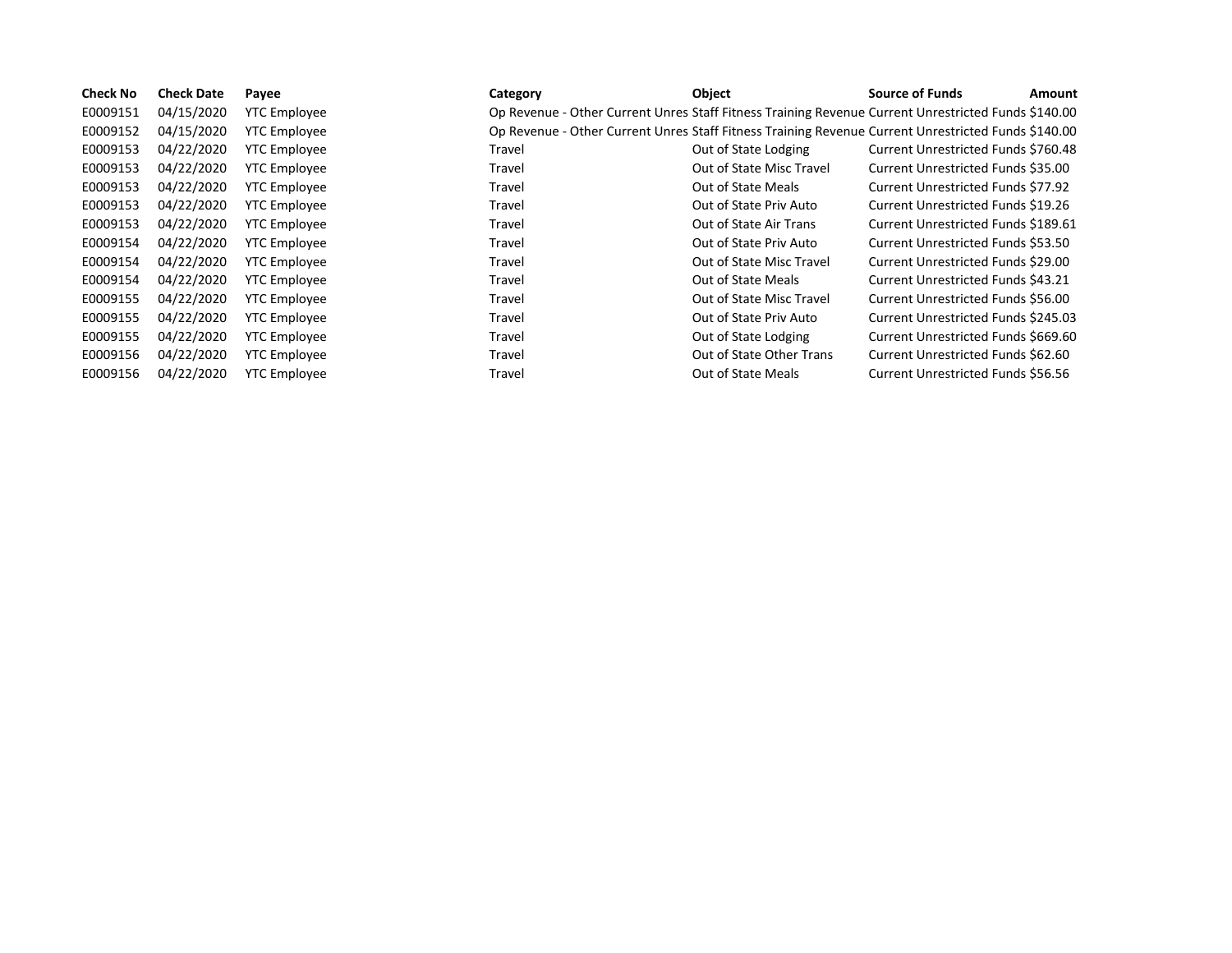| Check No | Check Date | Payee | Category | Object | Source of Funds | Amount |
|---|---|---|---|---|---|---|
| E0009151 | 04/15/2020 | YTC Employee | Op Revenue - Other Current Unres | Staff Fitness Training Revenue | Current Unrestricted Funds | $140.00 |
| E0009152 | 04/15/2020 | YTC Employee | Op Revenue - Other Current Unres | Staff Fitness Training Revenue | Current Unrestricted Funds | $140.00 |
| E0009153 | 04/22/2020 | YTC Employee | Travel | Out of State Lodging | Current Unrestricted Funds | $760.48 |
| E0009153 | 04/22/2020 | YTC Employee | Travel | Out of State Misc Travel | Current Unrestricted Funds | $35.00 |
| E0009153 | 04/22/2020 | YTC Employee | Travel | Out of State Meals | Current Unrestricted Funds | $77.92 |
| E0009153 | 04/22/2020 | YTC Employee | Travel | Out of State Priv Auto | Current Unrestricted Funds | $19.26 |
| E0009153 | 04/22/2020 | YTC Employee | Travel | Out of State Air Trans | Current Unrestricted Funds | $189.61 |
| E0009154 | 04/22/2020 | YTC Employee | Travel | Out of State Priv Auto | Current Unrestricted Funds | $53.50 |
| E0009154 | 04/22/2020 | YTC Employee | Travel | Out of State Misc Travel | Current Unrestricted Funds | $29.00 |
| E0009154 | 04/22/2020 | YTC Employee | Travel | Out of State Meals | Current Unrestricted Funds | $43.21 |
| E0009155 | 04/22/2020 | YTC Employee | Travel | Out of State Misc Travel | Current Unrestricted Funds | $56.00 |
| E0009155 | 04/22/2020 | YTC Employee | Travel | Out of State Priv Auto | Current Unrestricted Funds | $245.03 |
| E0009155 | 04/22/2020 | YTC Employee | Travel | Out of State Lodging | Current Unrestricted Funds | $669.60 |
| E0009156 | 04/22/2020 | YTC Employee | Travel | Out of State Other Trans | Current Unrestricted Funds | $62.60 |
| E0009156 | 04/22/2020 | YTC Employee | Travel | Out of State Meals | Current Unrestricted Funds | $56.56 |